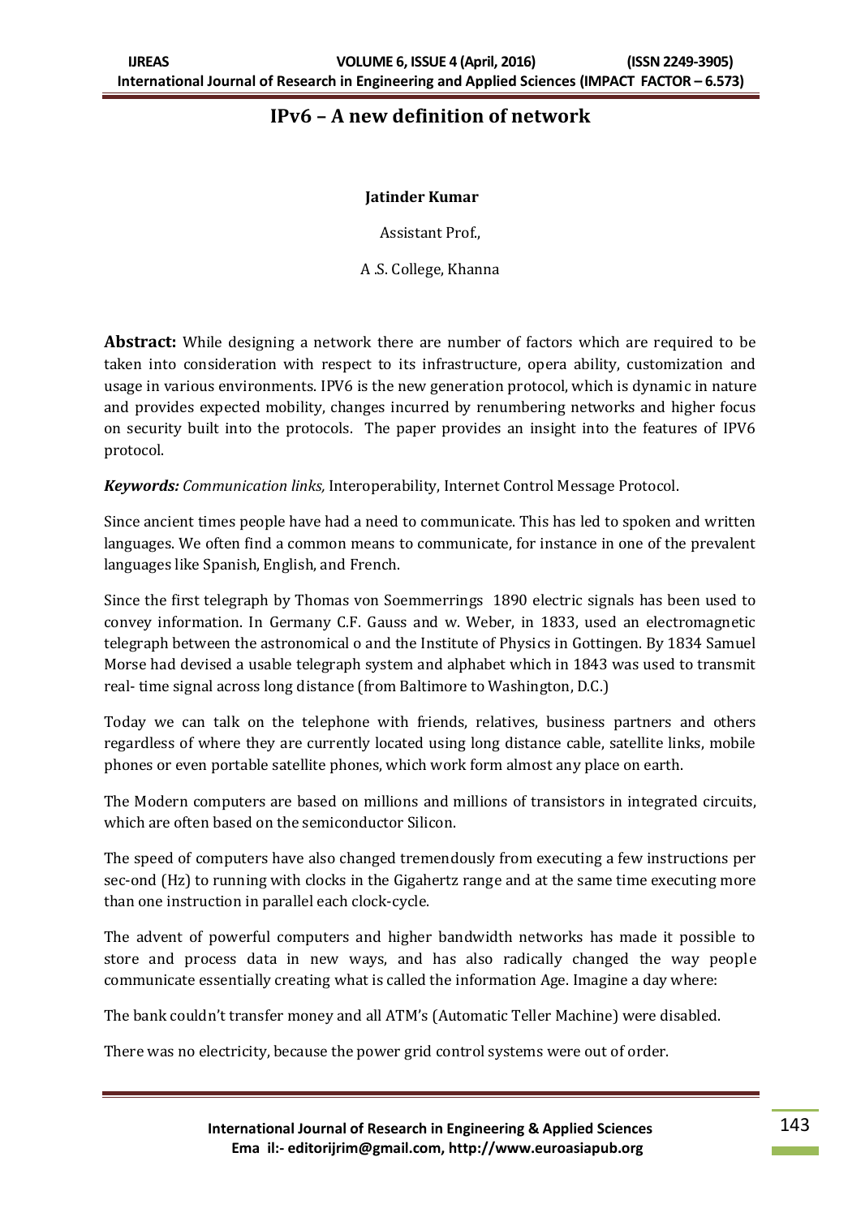# IPv6 – A new definition of network

**Jatinder Kumar**

Assistant Prof.,

A .S. College, Khanna

**Abstract:** While designing a network there are number of factors which are required to be taken into consideration with respect to its infrastructure, opera ability, customization and usage in various environments. IPV6 is the new generation protocol, which is dynamic in nature and provides expected mobility, changes incurred by renumbering networks and higher focus on security built into the protocols. The paper provides an insight into the features of IPV6 protocol.

***Keywords:*** *Communication links,* Interoperability, Internet Control Message Protocol.

Since ancient times people have had a need to communicate. This has led to spoken and written languages. We often find a common means to communicate, for instance in one of the prevalent languages like Spanish, English, and French.

Since the first telegraph by Thomas von Soemmerrings 1890 electric signals has been used to convey information. In Germany C.F. Gauss and w. Weber, in 1833, used an electromagnetic telegraph between the astronomical o and the Institute of Physics in Gottingen. By 1834 Samuel Morse had devised a usable telegraph system and alphabet which in 1843 was used to transmit real- time signal across long distance (from Baltimore to Washington, D.C.)

Today we can talk on the telephone with friends, relatives, business partners and others regardless of where they are currently located using long distance cable, satellite links, mobile phones or even portable satellite phones, which work form almost any place on earth.

The Modern computers are based on millions and millions of transistors in integrated circuits, which are often based on the semiconductor Silicon.

The speed of computers have also changed tremendously from executing a few instructions per sec-ond (Hz) to running with clocks in the Gigahertz range and at the same time executing more than one instruction in parallel each clock-cycle.

The advent of powerful computers and higher bandwidth networks has made it possible to store and process data in new ways, and has also radically changed the way people communicate essentially creating what is called the information Age. Imagine a day where:

The bank couldn't transfer money and all ATM's (Automatic Teller Machine) were disabled.

There was no electricity, because the power grid control systems were out of order.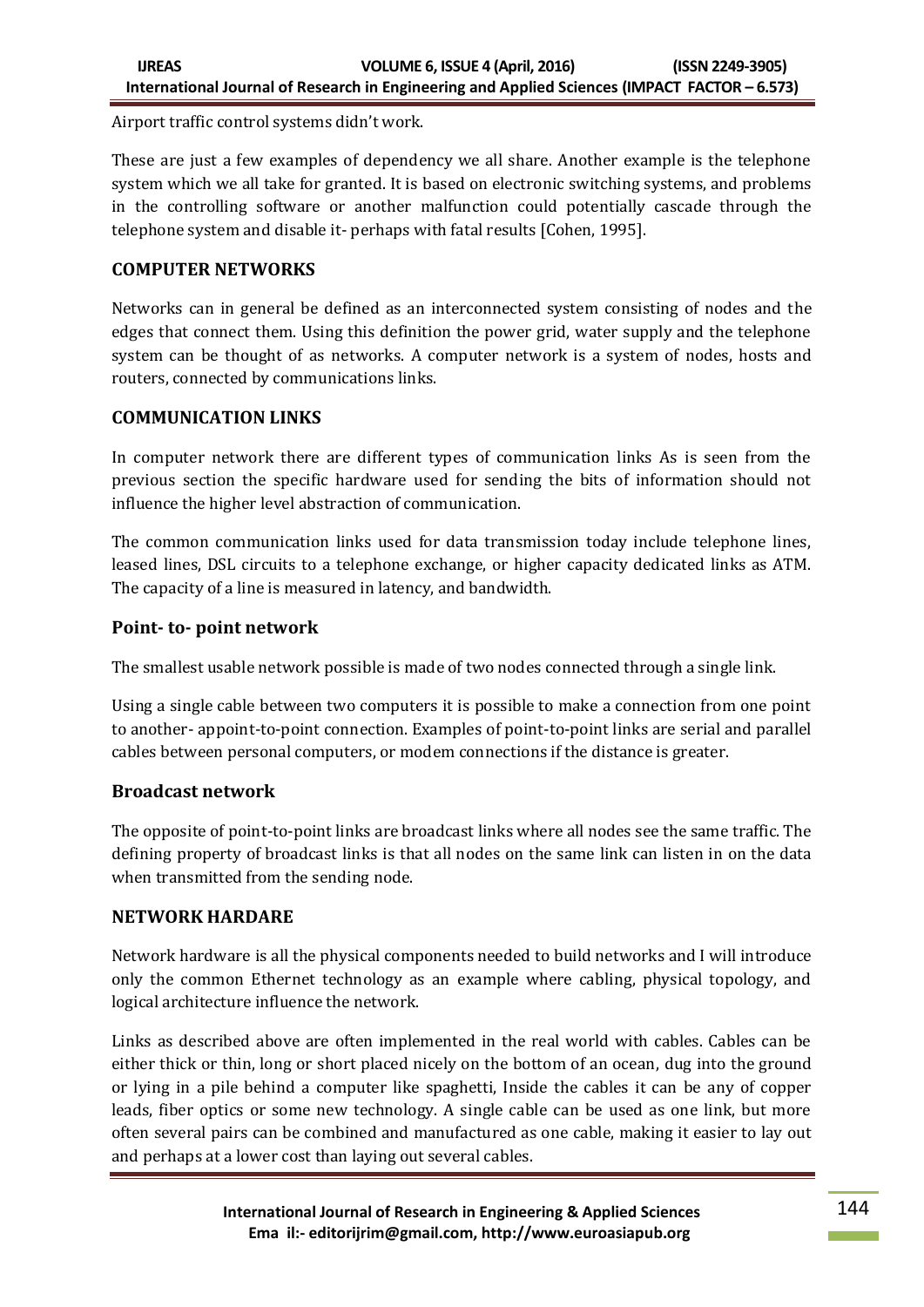Airport traffic control systems didn't work.

These are just a few examples of dependency we all share. Another example is the telephone system which we all take for granted. It is based on electronic switching systems, and problems in the controlling software or another malfunction could potentially cascade through the telephone system and disable it- perhaps with fatal results [Cohen, 1995].

## COMPUTER NETWORKS

Networks can in general be defined as an interconnected system consisting of nodes and the edges that connect them. Using this definition the power grid, water supply and the telephone system can be thought of as networks. A computer network is a system of nodes, hosts and routers, connected by communications links.

## COMMUNICATION LINKS

In computer network there are different types of communication links As is seen from the previous section the specific hardware used for sending the bits of information should not influence the higher level abstraction of communication.

The common communication links used for data transmission today include telephone lines, leased lines, DSL circuits to a telephone exchange, or higher capacity dedicated links as ATM. The capacity of a line is measured in latency, and bandwidth.

### Point- to- point network

The smallest usable network possible is made of two nodes connected through a single link.

Using a single cable between two computers it is possible to make a connection from one point to another- appoint-to-point connection. Examples of point-to-point links are serial and parallel cables between personal computers, or modem connections if the distance is greater.

### Broadcast network

The opposite of point-to-point links are broadcast links where all nodes see the same traffic. The defining property of broadcast links is that all nodes on the same link can listen in on the data when transmitted from the sending node.

## NETWORK HARDARE

Network hardware is all the physical components needed to build networks and I will introduce only the common Ethernet technology as an example where cabling, physical topology, and logical architecture influence the network.

Links as described above are often implemented in the real world with cables. Cables can be either thick or thin, long or short placed nicely on the bottom of an ocean, dug into the ground or lying in a pile behind a computer like spaghetti, Inside the cables it can be any of copper leads, fiber optics or some new technology. A single cable can be used as one link, but more often several pairs can be combined and manufactured as one cable, making it easier to lay out and perhaps at a lower cost than laying out several cables.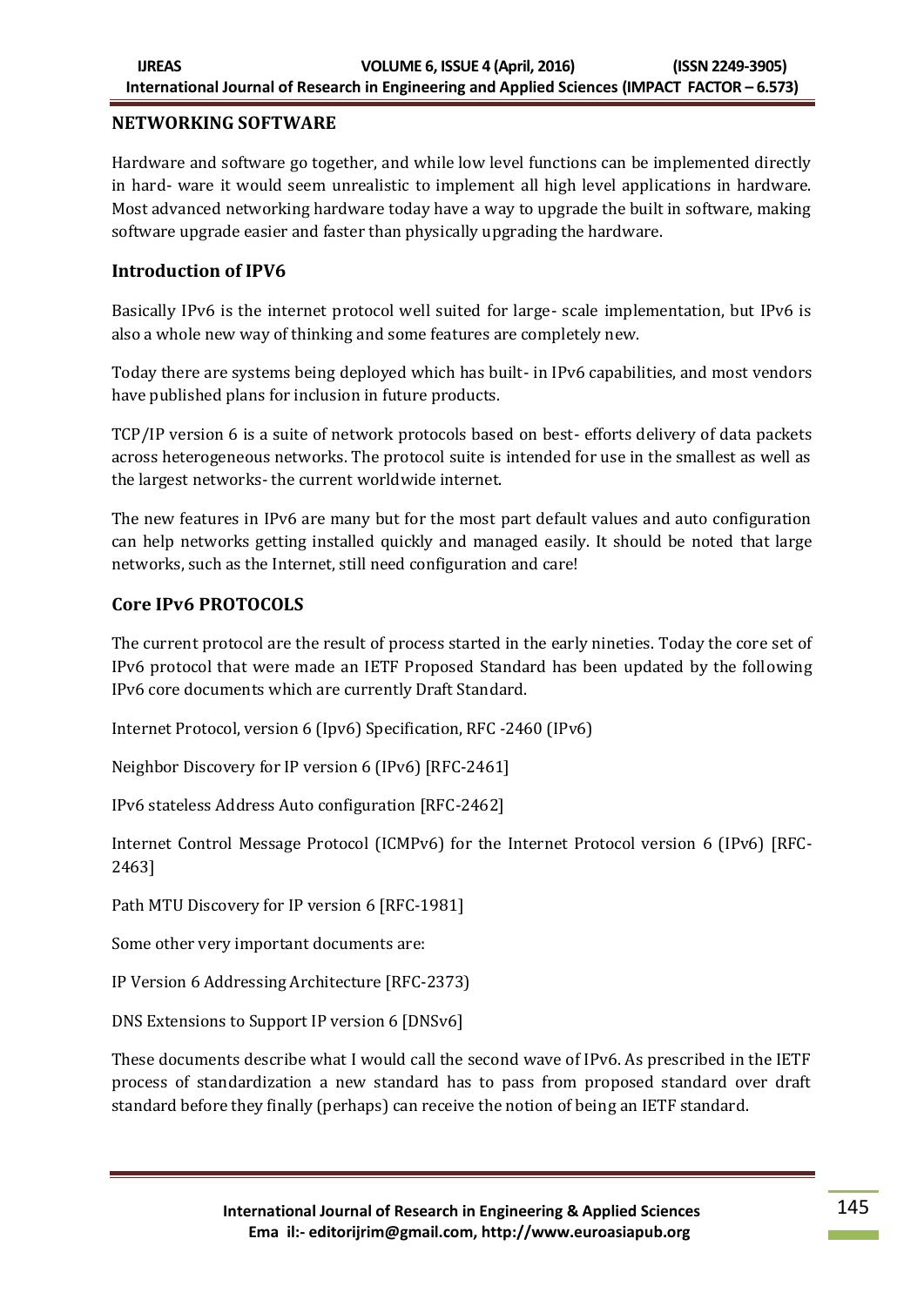## NETWORKING SOFTWARE

Hardware and software go together, and while low level functions can be implemented directly in hard- ware it would seem unrealistic to implement all high level applications in hardware. Most advanced networking hardware today have a way to upgrade the built in software, making software upgrade easier and faster than physically upgrading the hardware.

## Introduction of IPV6

Basically IPv6 is the internet protocol well suited for large- scale implementation, but IPv6 is also a whole new way of thinking and some features are completely new.

Today there are systems being deployed which has built- in IPv6 capabilities, and most vendors have published plans for inclusion in future products.

TCP/IP version 6 is a suite of network protocols based on best- efforts delivery of data packets across heterogeneous networks. The protocol suite is intended for use in the smallest as well as the largest networks- the current worldwide internet.

The new features in IPv6 are many but for the most part default values and auto configuration can help networks getting installed quickly and managed easily. It should be noted that large networks, such as the Internet, still need configuration and care!

## Core IPv6 PROTOCOLS

The current protocol are the result of process started in the early nineties. Today the core set of IPv6 protocol that were made an IETF Proposed Standard has been updated by the following IPv6 core documents which are currently Draft Standard.

Internet Protocol, version 6 (Ipv6) Specification, RFC -2460 (IPv6)

Neighbor Discovery for IP version 6 (IPv6) [RFC-2461]

IPv6 stateless Address Auto configuration [RFC-2462]

Internet Control Message Protocol (ICMPv6) for the Internet Protocol version 6 (IPv6) [RFC-2463]

Path MTU Discovery for IP version 6 [RFC-1981]

Some other very important documents are:

IP Version 6 Addressing Architecture [RFC-2373)

DNS Extensions to Support IP version 6 [DNSv6]

These documents describe what I would call the second wave of IPv6. As prescribed in the IETF process of standardization a new standard has to pass from proposed standard over draft standard before they finally (perhaps) can receive the notion of being an IETF standard.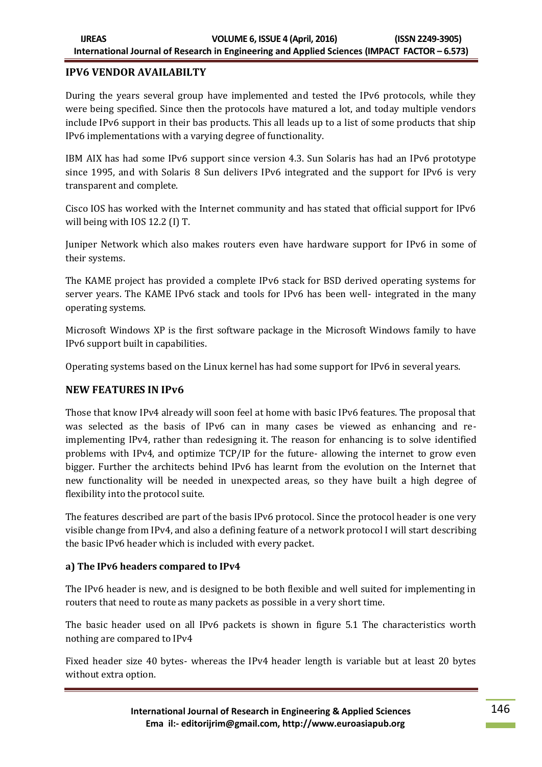## IPV6 VENDOR AVAILABILTY

During the years several group have implemented and tested the IPv6 protocols, while they were being specified. Since then the protocols have matured a lot, and today multiple vendors include IPv6 support in their bas products. This all leads up to a list of some products that ship IPv6 implementations with a varying degree of functionality.

IBM AIX has had some IPv6 support since version 4.3. Sun Solaris has had an IPv6 prototype since 1995, and with Solaris 8 Sun delivers IPv6 integrated and the support for IPv6 is very transparent and complete.

Cisco IOS has worked with the Internet community and has stated that official support for IPv6 will being with IOS 12.2 (I) T.

Juniper Network which also makes routers even have hardware support for IPv6 in some of their systems.

The KAME project has provided a complete IPv6 stack for BSD derived operating systems for server years. The KAME IPv6 stack and tools for IPv6 has been well- integrated in the many operating systems.

Microsoft Windows XP is the first software package in the Microsoft Windows family to have IPv6 support built in capabilities.

Operating systems based on the Linux kernel has had some support for IPv6 in several years.

## NEW FEATURES IN IPv6

Those that know IPv4 already will soon feel at home with basic IPv6 features. The proposal that was selected as the basis of IPv6 can in many cases be viewed as enhancing and re-implementing IPv4, rather than redesigning it. The reason for enhancing is to solve identified problems with IPv4, and optimize TCP/IP for the future- allowing the internet to grow even bigger. Further the architects behind IPv6 has learnt from the evolution on the Internet that new functionality will be needed in unexpected areas, so they have built a high degree of flexibility into the protocol suite.

The features described are part of the basis IPv6 protocol. Since the protocol header is one very visible change from IPv4, and also a defining feature of a network protocol I will start describing the basic IPv6 header which is included with every packet.

### a) The IPv6 headers compared to IPv4

The IPv6 header is new, and is designed to be both flexible and well suited for implementing in routers that need to route as many packets as possible in a very short time.

The basic header used on all IPv6 packets is shown in figure 5.1 The characteristics worth nothing are compared to IPv4

Fixed header size 40 bytes- whereas the IPv4 header length is variable but at least 20 bytes without extra option.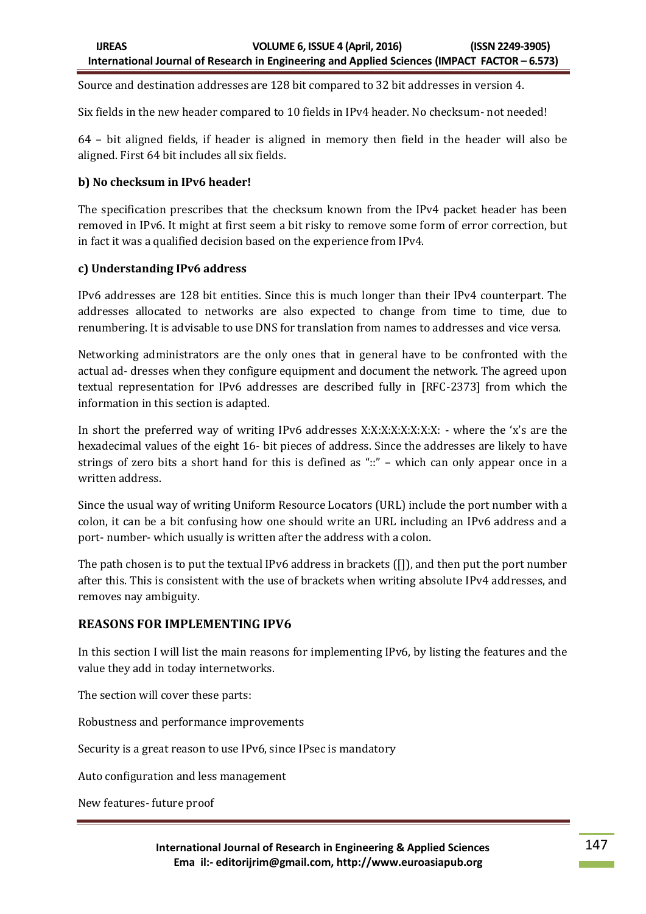Source and destination addresses are 128 bit compared to 32 bit addresses in version 4.

Six fields in the new header compared to 10 fields in IPv4 header. No checksum- not needed!

64 – bit aligned fields, if header is aligned in memory then field in the header will also be aligned. First 64 bit includes all six fields.

**b) No checksum in IPv6 header!**

The specification prescribes that the checksum known from the IPv4 packet header has been removed in IPv6. It might at first seem a bit risky to remove some form of error correction, but in fact it was a qualified decision based on the experience from IPv4.

**c) Understanding IPv6 address**

IPv6 addresses are 128 bit entities. Since this is much longer than their IPv4 counterpart. The addresses allocated to networks are also expected to change from time to time, due to renumbering. It is advisable to use DNS for translation from names to addresses and vice versa.

Networking administrators are the only ones that in general have to be confronted with the actual ad- dresses when they configure equipment and document the network. The agreed upon textual representation for IPv6 addresses are described fully in [RFC-2373] from which the information in this section is adapted.

In short the preferred way of writing IPv6 addresses X:X:X:X:X:X:X:X: - where the 'x's are the hexadecimal values of the eight 16- bit pieces of address. Since the addresses are likely to have strings of zero bits a short hand for this is defined as "::" – which can only appear once in a written address.

Since the usual way of writing Uniform Resource Locators (URL) include the port number with a colon, it can be a bit confusing how one should write an URL including an IPv6 address and a port- number- which usually is written after the address with a colon.

The path chosen is to put the textual IPv6 address in brackets ([]), and then put the port number after this. This is consistent with the use of brackets when writing absolute IPv4 addresses, and removes nay ambiguity.

## REASONS FOR IMPLEMENTING IPV6

In this section I will list the main reasons for implementing IPv6, by listing the features and the value they add in today internetworks.

The section will cover these parts:

Robustness and performance improvements

Security is a great reason to use IPv6, since IPsec is mandatory

Auto configuration and less management

New features- future proof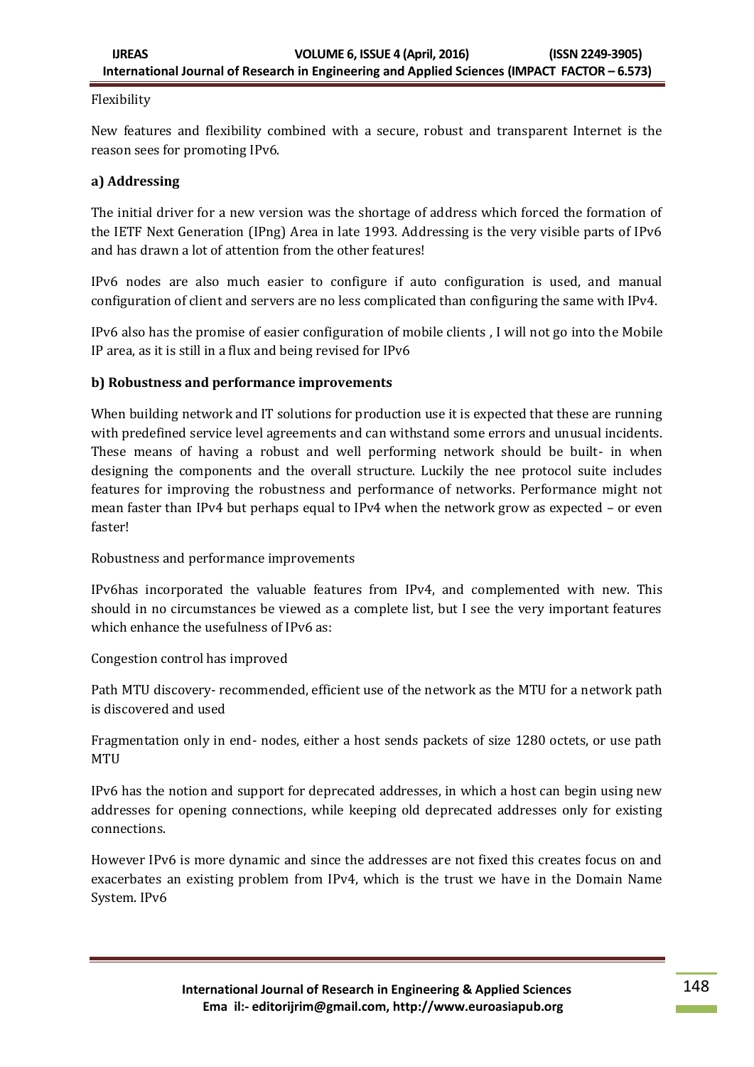Flexibility

New features and flexibility combined with a secure, robust and transparent Internet is the reason sees for promoting IPv6.

**a) Addressing**

The initial driver for a new version was the shortage of address which forced the formation of the IETF Next Generation (IPng) Area in late 1993. Addressing is the very visible parts of IPv6 and has drawn a lot of attention from the other features!

IPv6 nodes are also much easier to configure if auto configuration is used, and manual configuration of client and servers are no less complicated than configuring the same with IPv4.

IPv6 also has the promise of easier configuration of mobile clients , I will not go into the Mobile IP area, as it is still in a flux and being revised for IPv6

**b) Robustness and performance improvements**

When building network and IT solutions for production use it is expected that these are running with predefined service level agreements and can withstand some errors and unusual incidents. These means of having a robust and well performing network should be built- in when designing the components and the overall structure. Luckily the nee protocol suite includes features for improving the robustness and performance of networks. Performance might not mean faster than IPv4 but perhaps equal to IPv4 when the network grow as expected – or even faster!

Robustness and performance improvements

IPv6has incorporated the valuable features from IPv4, and complemented with new. This should in no circumstances be viewed as a complete list, but I see the very important features which enhance the usefulness of IPv6 as:

Congestion control has improved

Path MTU discovery- recommended, efficient use of the network as the MTU for a network path is discovered and used

Fragmentation only in end- nodes, either a host sends packets of size 1280 octets, or use path MTU

IPv6 has the notion and support for deprecated addresses, in which a host can begin using new addresses for opening connections, while keeping old deprecated addresses only for existing connections.

However IPv6 is more dynamic and since the addresses are not fixed this creates focus on and exacerbates an existing problem from IPv4, which is the trust we have in the Domain Name System. IPv6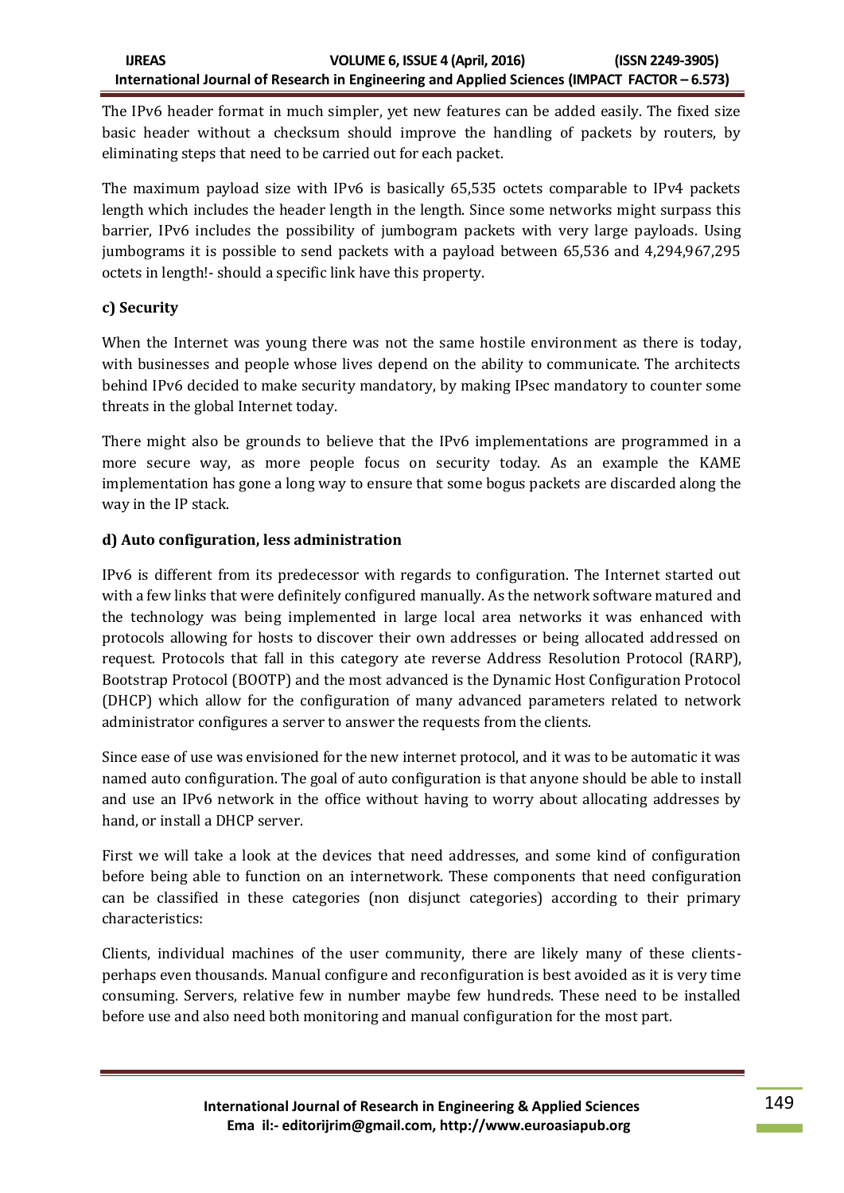The IPv6 header format in much simpler, yet new features can be added easily. The fixed size basic header without a checksum should improve the handling of packets by routers, by eliminating steps that need to be carried out for each packet.

The maximum payload size with IPv6 is basically 65,535 octets comparable to IPv4 packets length which includes the header length in the length. Since some networks might surpass this barrier, IPv6 includes the possibility of jumbogram packets with very large payloads. Using jumbograms it is possible to send packets with a payload between 65,536 and 4,294,967,295 octets in length!- should a specific link have this property.

**c) Security**

When the Internet was young there was not the same hostile environment as there is today, with businesses and people whose lives depend on the ability to communicate. The architects behind IPv6 decided to make security mandatory, by making IPsec mandatory to counter some threats in the global Internet today.

There might also be grounds to believe that the IPv6 implementations are programmed in a more secure way, as more people focus on security today. As an example the KAME implementation has gone a long way to ensure that some bogus packets are discarded along the way in the IP stack.

**d) Auto configuration, less administration**

IPv6 is different from its predecessor with regards to configuration. The Internet started out with a few links that were definitely configured manually. As the network software matured and the technology was being implemented in large local area networks it was enhanced with protocols allowing for hosts to discover their own addresses or being allocated addressed on request. Protocols that fall in this category ate reverse Address Resolution Protocol (RARP), Bootstrap Protocol (BOOTP) and the most advanced is the Dynamic Host Configuration Protocol (DHCP) which allow for the configuration of many advanced parameters related to network administrator configures a server to answer the requests from the clients.

Since ease of use was envisioned for the new internet protocol, and it was to be automatic it was named auto configuration. The goal of auto configuration is that anyone should be able to install and use an IPv6 network in the office without having to worry about allocating addresses by hand, or install a DHCP server.

First we will take a look at the devices that need addresses, and some kind of configuration before being able to function on an internetwork. These components that need configuration can be classified in these categories (non disjunct categories) according to their primary characteristics:

Clients, individual machines of the user community, there are likely many of these clients-perhaps even thousands. Manual configure and reconfiguration is best avoided as it is very time consuming. Servers, relative few in number maybe few hundreds. These need to be installed before use and also need both monitoring and manual configuration for the most part.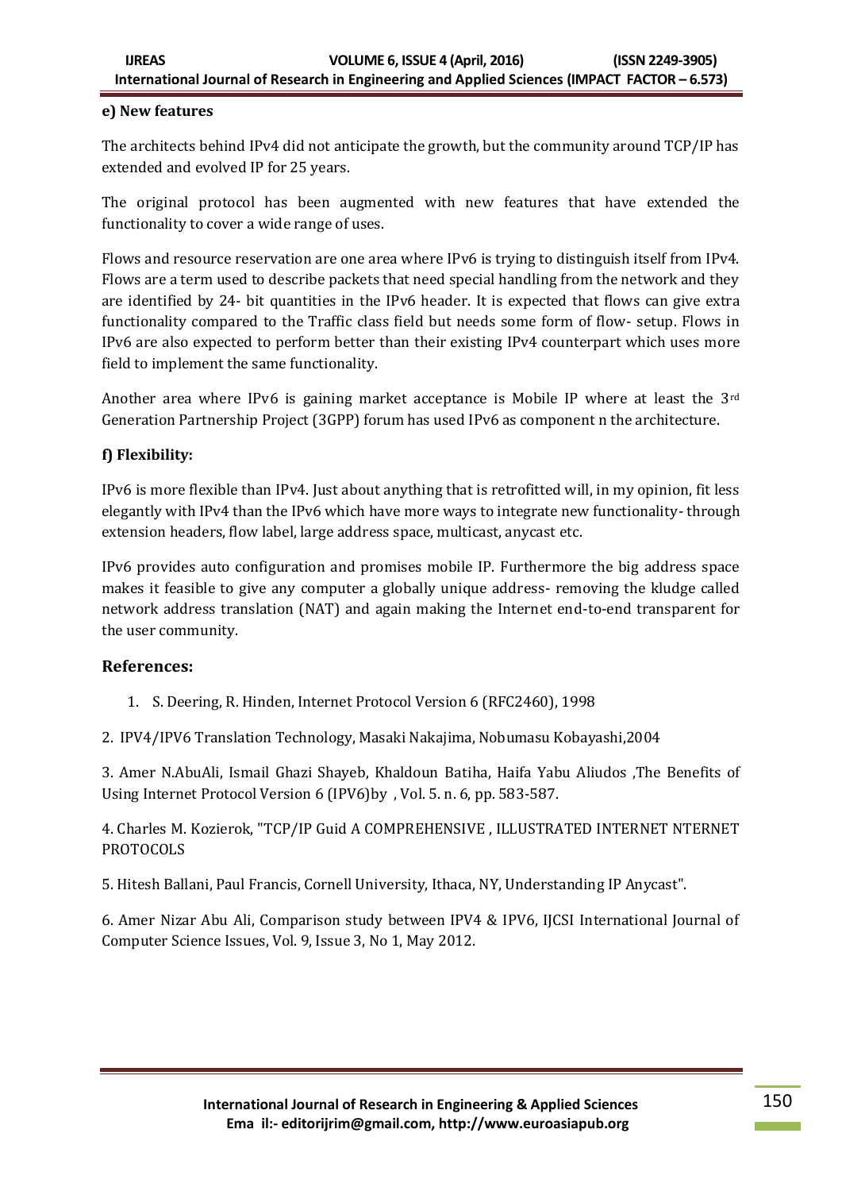#### e) New features

The architects behind IPv4 did not anticipate the growth, but the community around TCP/IP has extended and evolved IP for 25 years.

The original protocol has been augmented with new features that have extended the functionality to cover a wide range of uses.

Flows and resource reservation are one area where IPv6 is trying to distinguish itself from IPv4. Flows are a term used to describe packets that need special handling from the network and they are identified by 24- bit quantities in the IPv6 header. It is expected that flows can give extra functionality compared to the Traffic class field but needs some form of flow- setup. Flows in IPv6 are also expected to perform better than their existing IPv4 counterpart which uses more field to implement the same functionality.

Another area where IPv6 is gaining market acceptance is Mobile IP where at least the 3rd Generation Partnership Project (3GPP) forum has used IPv6 as component n the architecture.

#### f) Flexibility:

IPv6 is more flexible than IPv4. Just about anything that is retrofitted will, in my opinion, fit less elegantly with IPv4 than the IPv6 which have more ways to integrate new functionality- through extension headers, flow label, large address space, multicast, anycast etc.

IPv6 provides auto configuration and promises mobile IP. Furthermore the big address space makes it feasible to give any computer a globally unique address- removing the kludge called network address translation (NAT) and again making the Internet end-to-end transparent for the user community.

## References:

1. S. Deering, R. Hinden, Internet Protocol Version 6 (RFC2460), 1998

2. IPV4/IPV6 Translation Technology, Masaki Nakajima, Nobumasu Kobayashi,2004

3. Amer N.AbuAli, Ismail Ghazi Shayeb, Khaldoun Batiha, Haifa Yabu Aliudos ,The Benefits of Using Internet Protocol Version 6 (IPV6)by , Vol. 5. n. 6, pp. 583-587.

4. Charles M. Kozierok, "TCP/IP Guid A COMPREHENSIVE , ILLUSTRATED INTERNET NTERNET PROTOCOLS

5. Hitesh Ballani, Paul Francis, Cornell University, Ithaca, NY, Understanding IP Anycast".

6. Amer Nizar Abu Ali, Comparison study between IPV4 & IPV6, IJCSI International Journal of Computer Science Issues, Vol. 9, Issue 3, No 1, May 2012.